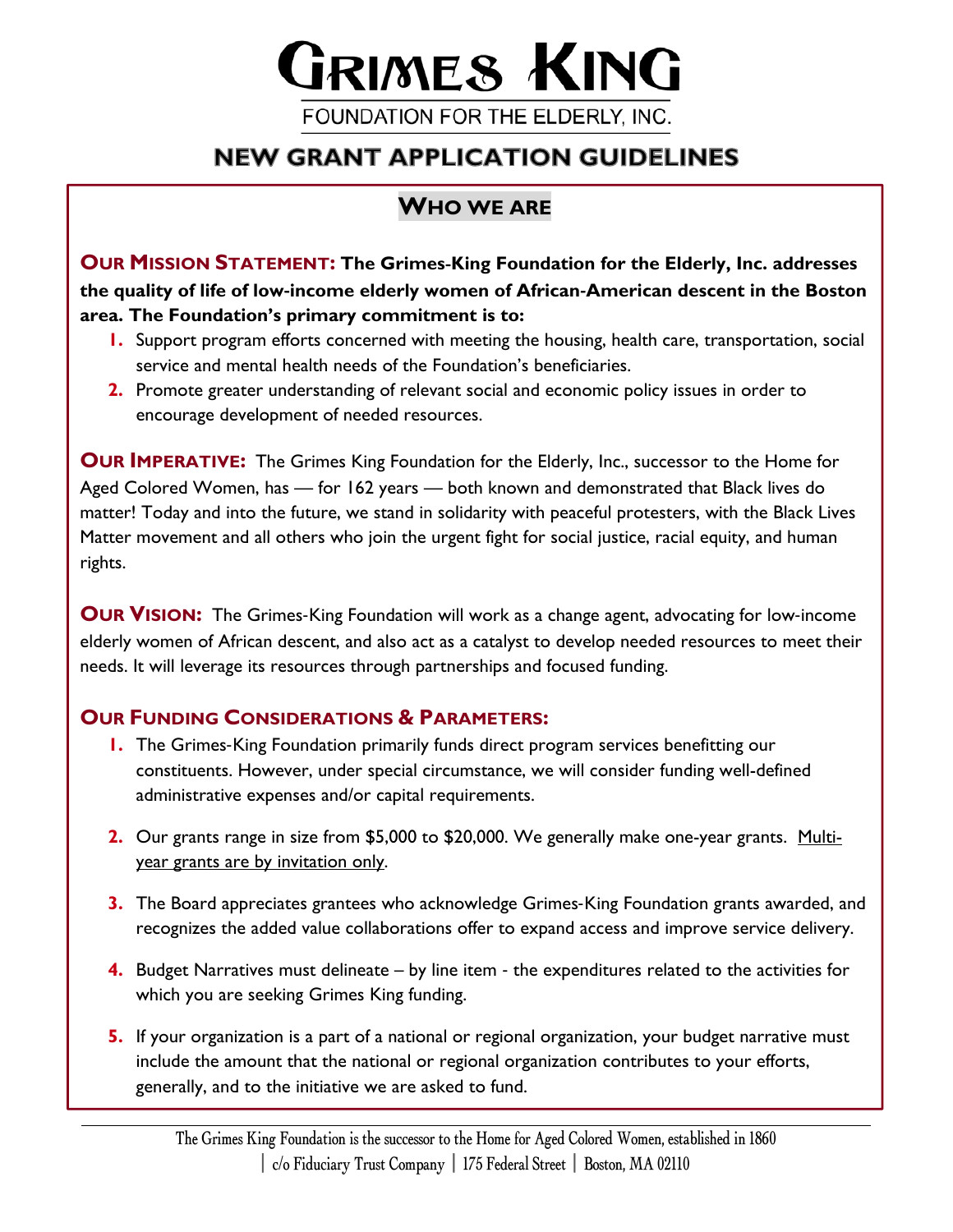# Grimes King

FOUNDATION FOR THE ELDERLY, INC.

## NEW GRANT APPLICATION GUIDELINES

### Who we are

**Our Mission Statement: The Grimes-King Foundation for the Elderly, Inc. addresses the quality of life of low-income elderly women of African-American descent in the Boston area. The Foundation's primary commitment is to:**

1. Support program efforts concerned with meeting the housing, health care, transportation, social service and mental health needs of the Foundation's beneficiaries.
2. Promote greater understanding of relevant social and economic policy issues in order to encourage development of needed resources.

**Our Imperative:** The Grimes King Foundation for the Elderly, Inc., successor to the Home for Aged Colored Women, has — for 162 years — both known and demonstrated that Black lives do matter! Today and into the future, we stand in solidarity with peaceful protesters, with the Black Lives Matter movement and all others who join the urgent fight for social justice, racial equity, and human rights.

**Our Vision:** The Grimes-King Foundation will work as a change agent, advocating for low-income elderly women of African descent, and also act as a catalyst to develop needed resources to meet their needs. It will leverage its resources through partnerships and focused funding.

**Our Funding Considerations & Parameters:**

1. The Grimes-King Foundation primarily funds direct program services benefitting our constituents. However, under special circumstance, we will consider funding well-defined administrative expenses and/or capital requirements.
2. Our grants range in size from $5,000 to $20,000. We generally make one-year grants. Multi-year grants are by invitation only.
3. The Board appreciates grantees who acknowledge Grimes-King Foundation grants awarded, and recognizes the added value collaborations offer to expand access and improve service delivery.
4. Budget Narratives must delineate – by line item - the expenditures related to the activities for which you are seeking Grimes King funding.
5. If your organization is a part of a national or regional organization, your budget narrative must include the amount that the national or regional organization contributes to your efforts, generally, and to the initiative we are asked to fund.

The Grimes King Foundation is the successor to the Home for Aged Colored Women, established in 1860
| c/o Fiduciary Trust Company | 175 Federal Street | Boston, MA 02110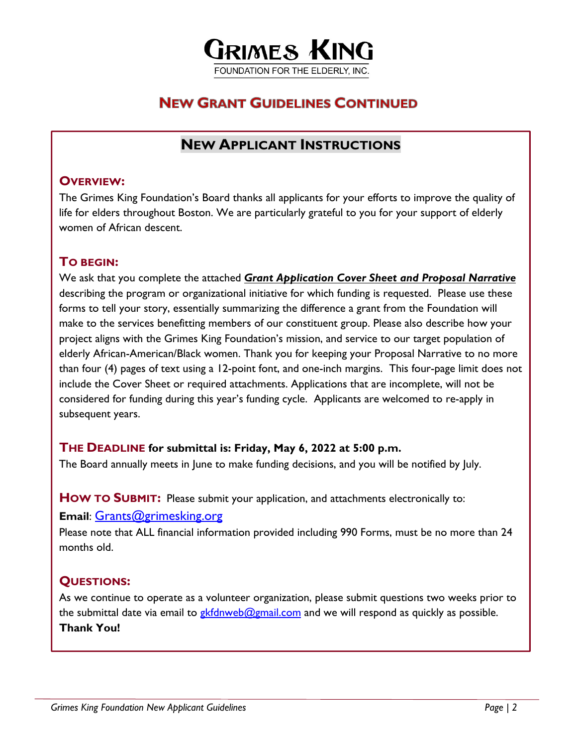# GRIMES KING

FOUNDATION FOR THE ELDERLY, INC.

## NEW GRANT GUIDELINES CONTINUED

## NEW APPLICANT INSTRUCTIONS

### OVERVIEW:

The Grimes King Foundation's Board thanks all applicants for your efforts to improve the quality of life for elders throughout Boston. We are particularly grateful to you for your support of elderly women of African descent.

### TO BEGIN:

We ask that you complete the attached ***Grant Application Cover Sheet and Proposal Narrative*** describing the program or organizational initiative for which funding is requested. Please use these forms to tell your story, essentially summarizing the difference a grant from the Foundation will make to the services benefitting members of our constituent group. Please also describe how your project aligns with the Grimes King Foundation's mission, and service to our target population of elderly African-American/Black women. Thank you for keeping your Proposal Narrative to no more than four (4) pages of text using a 12-point font, and one-inch margins. This four-page limit does not include the Cover Sheet or required attachments. Applications that are incomplete, will not be considered for funding during this year's funding cycle. Applicants are welcomed to re-apply in subsequent years.

### THE DEADLINE **for submittal is: Friday, May 6, 2022 at 5:00 p.m.**

The Board annually meets in June to make funding decisions, and you will be notified by July.

### HOW TO SUBMIT: Please submit your application, and attachments electronically to:

**Email**: Grants@grimesking.org

Please note that ALL financial information provided including 990 Forms, must be no more than 24 months old.

### QUESTIONS:

As we continue to operate as a volunteer organization, please submit questions two weeks prior to the submittal date via email to gkfdnweb@gmail.com and we will respond as quickly as possible.

**Thank You!**